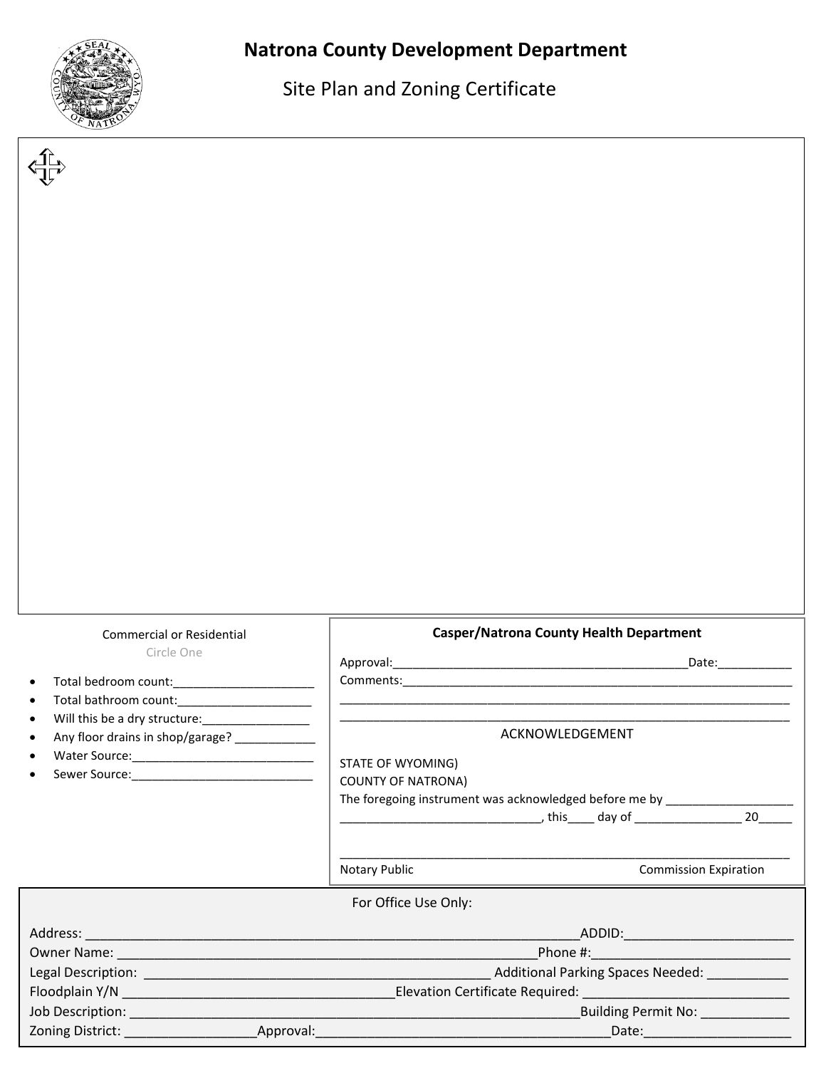# Natrona County Development Department

## Site Plan and Zoning Certificate

Commercial or Residential

Circle One

- Total bedroom count:_____________________
- Total bathroom count:____________________
- Will this be a dry structure:________________
- Any floor drains in shop/garage? ____________
- Water Source:___________________________
- Sewer Source:___________________________

**Casper/Natrona County Health Department**

Approval:____________________________________________Date:___________

Comments:_____________________________________________________________

______________________________________________________________________

______________________________________________________________________

ACKNOWLEDGEMENT

STATE OF WYOMING)

COUNTY OF NATRONA)

The foregoing instrument was acknowledged before me by ___________________

_____________________________, this____ day of ________________ 20_____

______________________________________________________________________

Notary Public Commission Expiration

For Office Use Only:

Address: ______________________________________________________________ADDID:________________________

Owner Name: _____________________________________________________Phone #:___________________________

Legal Description: _______________________________________________ Additional Parking Spaces Needed: ___________

Floodplain Y/N ___________________________________Elevation Certificate Required: ____________________________

Job Description: _________________________________________________________Building Permit No: ____________

Zoning District: _________________Approval:______________________________________Date:____________________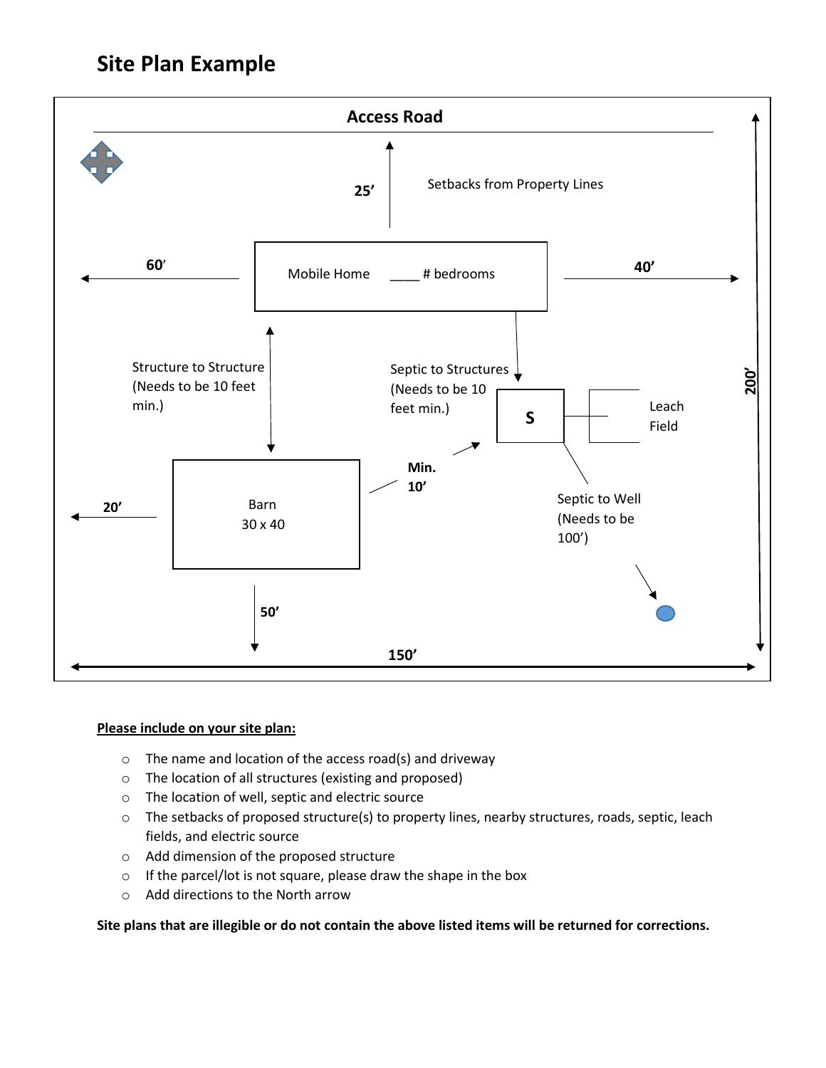## Site Plan Example

Access Road

25'

Setbacks from Property Lines

60'

Mobile Home ____ # bedrooms

40'

Structure to Structure (Needs to be 10 feet min.)

Septic to Structures (Needs to be 10 feet min.)

S

Leach Field

200'

Min. 10'

Barn 30 x 40

20'

Septic to Well (Needs to be 100')

50'

150'

**Please include on your site plan:**

- The name and location of the access road(s) and driveway
- The location of all structures (existing and proposed)
- The location of well, septic and electric source
- The setbacks of proposed structure(s) to property lines, nearby structures, roads, septic, leach fields, and electric source
- Add dimension of the proposed structure
- If the parcel/lot is not square, please draw the shape in the box
- Add directions to the North arrow

**Site plans that are illegible or do not contain the above listed items will be returned for corrections.**